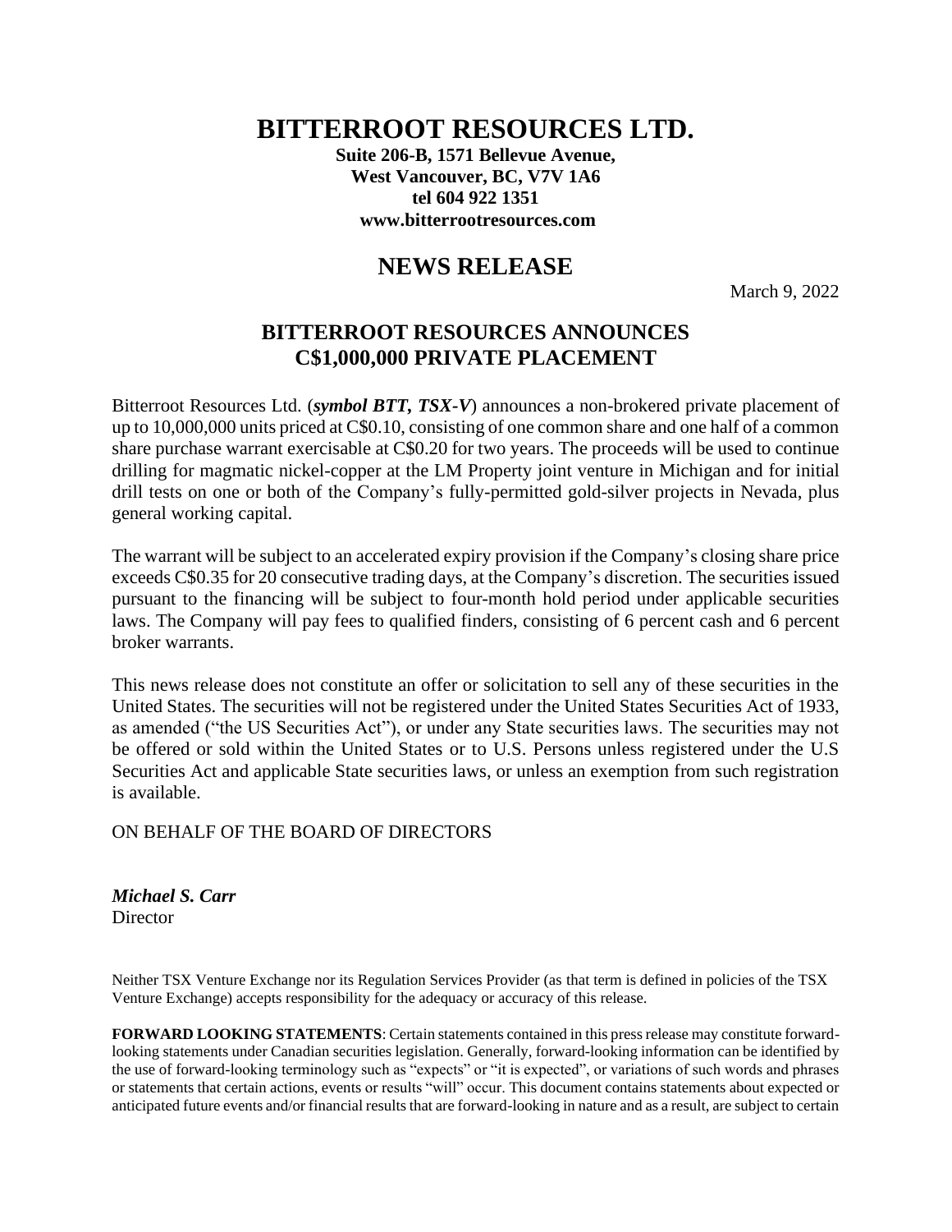# BITTERROOT RESOURCES LTD.

**Suite 206-B, 1571 Bellevue Avenue,**
**West Vancouver, BC, V7V 1A6**
**tel 604 922 1351**
**www.bitterrootresources.com**

## NEWS RELEASE

March 9, 2022

## BITTERROOT RESOURCES ANNOUNCES C$1,000,000 PRIVATE PLACEMENT

Bitterroot Resources Ltd. (***symbol BTT, TSX-V***) announces a non-brokered private placement of up to 10,000,000 units priced at C$0.10, consisting of one common share and one half of a common share purchase warrant exercisable at C$0.20 for two years. The proceeds will be used to continue drilling for magmatic nickel-copper at the LM Property joint venture in Michigan and for initial drill tests on one or both of the Company's fully-permitted gold-silver projects in Nevada, plus general working capital.

The warrant will be subject to an accelerated expiry provision if the Company's closing share price exceeds C$0.35 for 20 consecutive trading days, at the Company's discretion. The securities issued pursuant to the financing will be subject to four-month hold period under applicable securities laws. The Company will pay fees to qualified finders, consisting of 6 percent cash and 6 percent broker warrants.

This news release does not constitute an offer or solicitation to sell any of these securities in the United States. The securities will not be registered under the United States Securities Act of 1933, as amended ("the US Securities Act"), or under any State securities laws. The securities may not be offered or sold within the United States or to U.S. Persons unless registered under the U.S Securities Act and applicable State securities laws, or unless an exemption from such registration is available.

ON BEHALF OF THE BOARD OF DIRECTORS

***Michael S. Carr***
Director

Neither TSX Venture Exchange nor its Regulation Services Provider (as that term is defined in policies of the TSX Venture Exchange) accepts responsibility for the adequacy or accuracy of this release.

**FORWARD LOOKING STATEMENTS**: Certain statements contained in this press release may constitute forward-looking statements under Canadian securities legislation. Generally, forward-looking information can be identified by the use of forward-looking terminology such as "expects" or "it is expected", or variations of such words and phrases or statements that certain actions, events or results "will" occur. This document contains statements about expected or anticipated future events and/or financial results that are forward-looking in nature and as a result, are subject to certain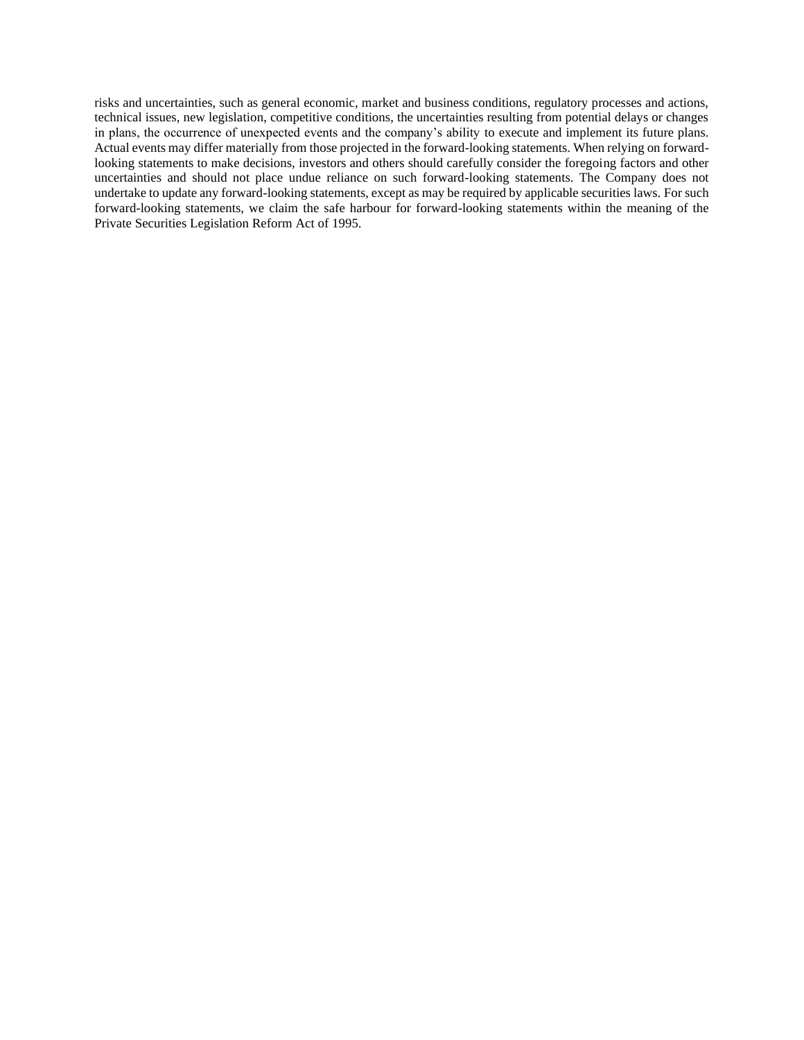risks and uncertainties, such as general economic, market and business conditions, regulatory processes and actions, technical issues, new legislation, competitive conditions, the uncertainties resulting from potential delays or changes in plans, the occurrence of unexpected events and the company's ability to execute and implement its future plans. Actual events may differ materially from those projected in the forward-looking statements. When relying on forward-looking statements to make decisions, investors and others should carefully consider the foregoing factors and other uncertainties and should not place undue reliance on such forward-looking statements. The Company does not undertake to update any forward-looking statements, except as may be required by applicable securities laws. For such forward-looking statements, we claim the safe harbour for forward-looking statements within the meaning of the Private Securities Legislation Reform Act of 1995.